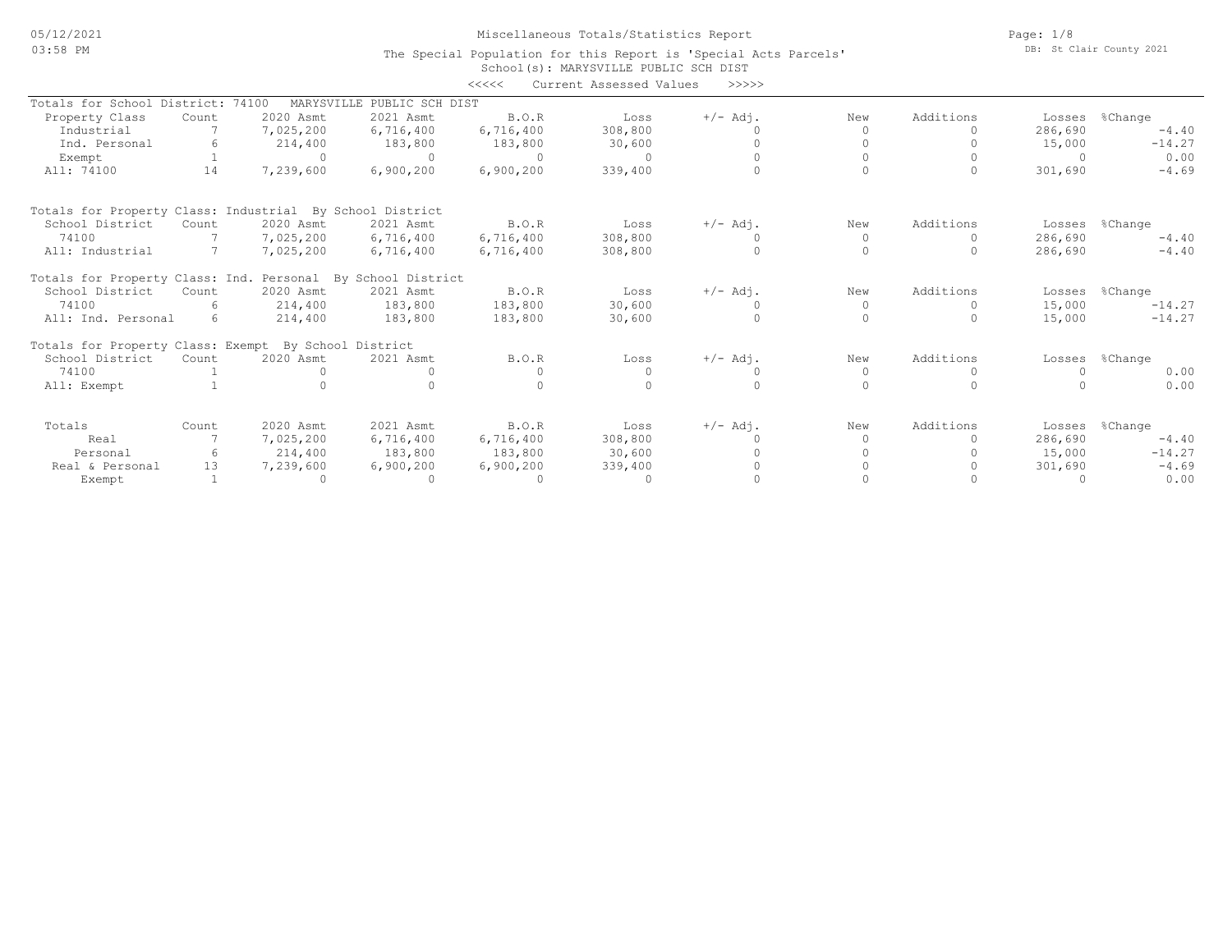# Miscellaneous Totals/Statistics Report

The Special Population for this Report is 'Special Acts Parcels'

School(s): MARYSVILLE PUBLIC SCH DIST

<<<<< Current Assessed Values >>>>>

DB: St Clair County 2021

05/12/2021 03:58 PM

**Totals for School District: 74100 MARYSVILLE PUBLIC SCH DIST**

| Property Class | Count | 2020 Asmt | 2021 Asmt | B.O.R | Loss | +/- Adj. | New | Additions | Losses | %Change |
|---|---|---|---|---|---|---|---|---|---|---|
| Industrial | 7 | 7,025,200 | 6,716,400 | 6,716,400 | 308,800 | 0 | 0 | 0 | 286,690 | -4.40 |
| Ind. Personal | 6 | 214,400 | 183,800 | 183,800 | 30,600 | 0 | 0 | 0 | 15,000 | -14.27 |
| Exempt | 1 | 0 | 0 | 0 | 0 | 0 | 0 | 0 | 0 | 0.00 |
| All: 74100 | 14 | 7,239,600 | 6,900,200 | 6,900,200 | 339,400 | 0 | 0 | 0 | 301,690 | -4.69 |

**Totals for Property Class: Industrial By School District**

| School District | Count | 2020 Asmt | 2021 Asmt | B.O.R | Loss | +/- Adj. | New | Additions | Losses | %Change |
|---|---|---|---|---|---|---|---|---|---|---|
| 74100 | 7 | 7,025,200 | 6,716,400 | 6,716,400 | 308,800 | 0 | 0 | 0 | 286,690 | -4.40 |
| All: Industrial | 7 | 7,025,200 | 6,716,400 | 6,716,400 | 308,800 | 0 | 0 | 0 | 286,690 | -4.40 |

**Totals for Property Class: Ind. Personal By School District**

| School District | Count | 2020 Asmt | 2021 Asmt | B.O.R | Loss | +/- Adj. | New | Additions | Losses | %Change |
|---|---|---|---|---|---|---|---|---|---|---|
| 74100 | 6 | 214,400 | 183,800 | 183,800 | 30,600 | 0 | 0 | 0 | 15,000 | -14.27 |
| All: Ind. Personal | 6 | 214,400 | 183,800 | 183,800 | 30,600 | 0 | 0 | 0 | 15,000 | -14.27 |

**Totals for Property Class: Exempt By School District**

| School District | Count | 2020 Asmt | 2021 Asmt | B.O.R | Loss | +/- Adj. | New | Additions | Losses | %Change |
|---|---|---|---|---|---|---|---|---|---|---|
| 74100 | 1 | 0 | 0 | 0 | 0 | 0 | 0 | 0 | 0 | 0.00 |
| All: Exempt | 1 | 0 | 0 | 0 | 0 | 0 | 0 | 0 | 0 | 0.00 |

| Totals | Count | 2020 Asmt | 2021 Asmt | B.O.R | Loss | +/- Adj. | New | Additions | Losses | %Change |
|---|---|---|---|---|---|---|---|---|---|---|
| Real | 7 | 7,025,200 | 6,716,400 | 6,716,400 | 308,800 | 0 | 0 | 0 | 286,690 | -4.40 |
| Personal | 6 | 214,400 | 183,800 | 183,800 | 30,600 | 0 | 0 | 0 | 15,000 | -14.27 |
| Real & Personal | 13 | 7,239,600 | 6,900,200 | 6,900,200 | 339,400 | 0 | 0 | 0 | 301,690 | -4.69 |
| Exempt | 1 | 0 | 0 | 0 | 0 | 0 | 0 | 0 | 0 | 0.00 |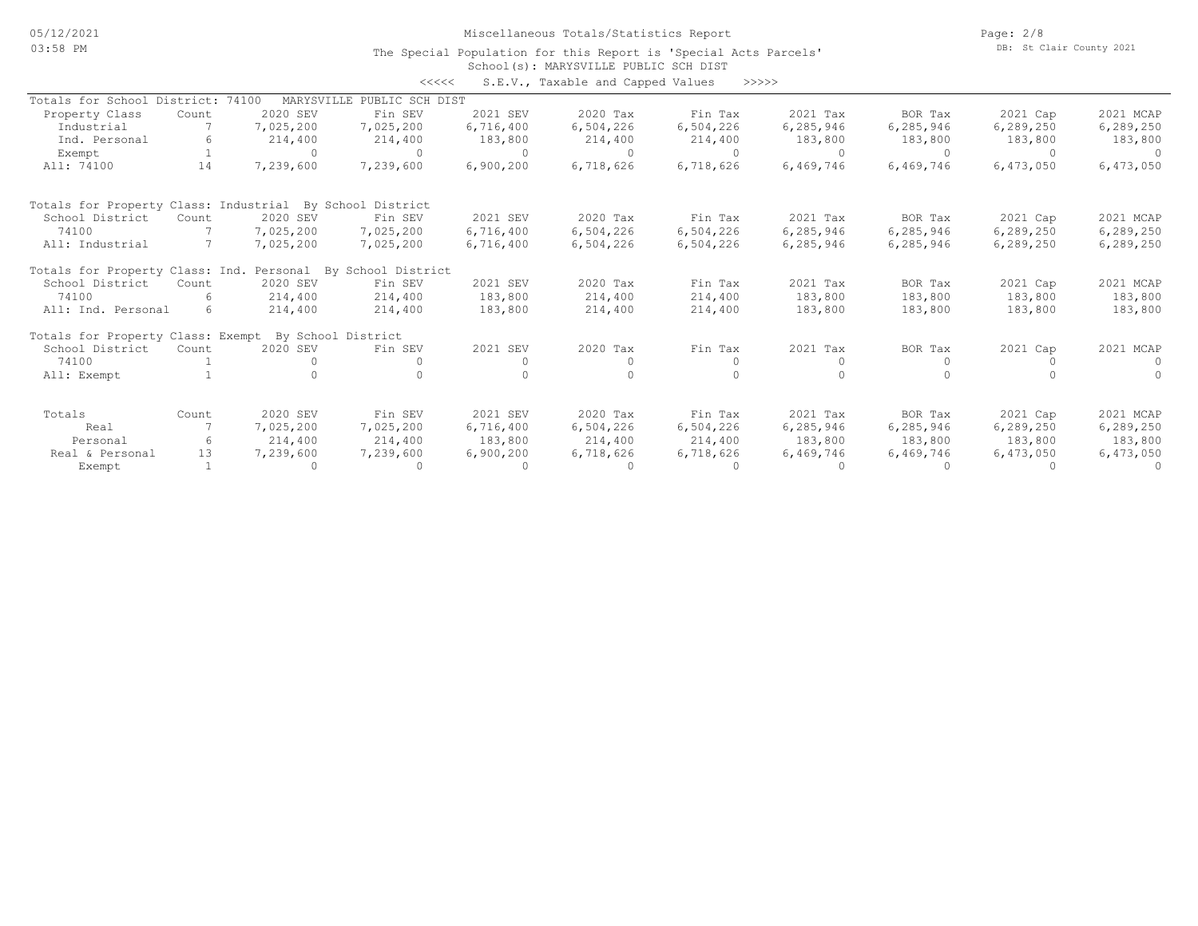Miscellaneous Totals/Statistics Report

The Special Population for this Report is 'Special Acts Parcels'

School(s): MARYSVILLE PUBLIC SCH DIST

<<<<< S.E.V., Taxable and Capped Values >>>>>

Totals for School District: 74100 MARYSVILLE PUBLIC SCH DIST

| Property Class | Count | 2020 SEV | Fin SEV | 2021 SEV | 2020 Tax | Fin Tax | 2021 Tax | BOR Tax | 2021 Cap | 2021 MCAP |
|---|---|---|---|---|---|---|---|---|---|---|
| Industrial | 7 | 7,025,200 | 7,025,200 | 6,716,400 | 6,504,226 | 6,504,226 | 6,285,946 | 6,285,946 | 6,289,250 | 6,289,250 |
| Ind. Personal | 6 | 214,400 | 214,400 | 183,800 | 214,400 | 214,400 | 183,800 | 183,800 | 183,800 | 183,800 |
| Exempt | 1 | 0 | 0 | 0 | 0 | 0 | 0 | 0 | 0 | 0 |
| All: 74100 | 14 | 7,239,600 | 7,239,600 | 6,900,200 | 6,718,626 | 6,718,626 | 6,469,746 | 6,469,746 | 6,473,050 | 6,473,050 |

Totals for Property Class: Industrial By School District

| School District | Count | 2020 SEV | Fin SEV | 2021 SEV | 2020 Tax | Fin Tax | 2021 Tax | BOR Tax | 2021 Cap | 2021 MCAP |
|---|---|---|---|---|---|---|---|---|---|---|
| 74100 | 7 | 7,025,200 | 7,025,200 | 6,716,400 | 6,504,226 | 6,504,226 | 6,285,946 | 6,285,946 | 6,289,250 | 6,289,250 |
| All: Industrial | 7 | 7,025,200 | 7,025,200 | 6,716,400 | 6,504,226 | 6,504,226 | 6,285,946 | 6,285,946 | 6,289,250 | 6,289,250 |

Totals for Property Class: Ind. Personal By School District

| School District | Count | 2020 SEV | Fin SEV | 2021 SEV | 2020 Tax | Fin Tax | 2021 Tax | BOR Tax | 2021 Cap | 2021 MCAP |
|---|---|---|---|---|---|---|---|---|---|---|
| 74100 | 6 | 214,400 | 214,400 | 183,800 | 214,400 | 214,400 | 183,800 | 183,800 | 183,800 | 183,800 |
| All: Ind. Personal | 6 | 214,400 | 214,400 | 183,800 | 214,400 | 214,400 | 183,800 | 183,800 | 183,800 | 183,800 |

Totals for Property Class: Exempt By School District

| School District | Count | 2020 SEV | Fin SEV | 2021 SEV | 2020 Tax | Fin Tax | 2021 Tax | BOR Tax | 2021 Cap | 2021 MCAP |
|---|---|---|---|---|---|---|---|---|---|---|
| 74100 | 1 | 0 | 0 | 0 | 0 | 0 | 0 | 0 | 0 | 0 |
| All: Exempt | 1 | 0 | 0 | 0 | 0 | 0 | 0 | 0 | 0 | 0 |

| Totals | Count | 2020 SEV | Fin SEV | 2021 SEV | 2020 Tax | Fin Tax | 2021 Tax | BOR Tax | 2021 Cap | 2021 MCAP |
|---|---|---|---|---|---|---|---|---|---|---|
| Real | 7 | 7,025,200 | 7,025,200 | 6,716,400 | 6,504,226 | 6,504,226 | 6,285,946 | 6,285,946 | 6,289,250 | 6,289,250 |
| Personal | 6 | 214,400 | 214,400 | 183,800 | 214,400 | 214,400 | 183,800 | 183,800 | 183,800 | 183,800 |
| Real & Personal | 13 | 7,239,600 | 7,239,600 | 6,900,200 | 6,718,626 | 6,718,626 | 6,469,746 | 6,469,746 | 6,473,050 | 6,473,050 |
| Exempt | 1 | 0 | 0 | 0 | 0 | 0 | 0 | 0 | 0 | 0 |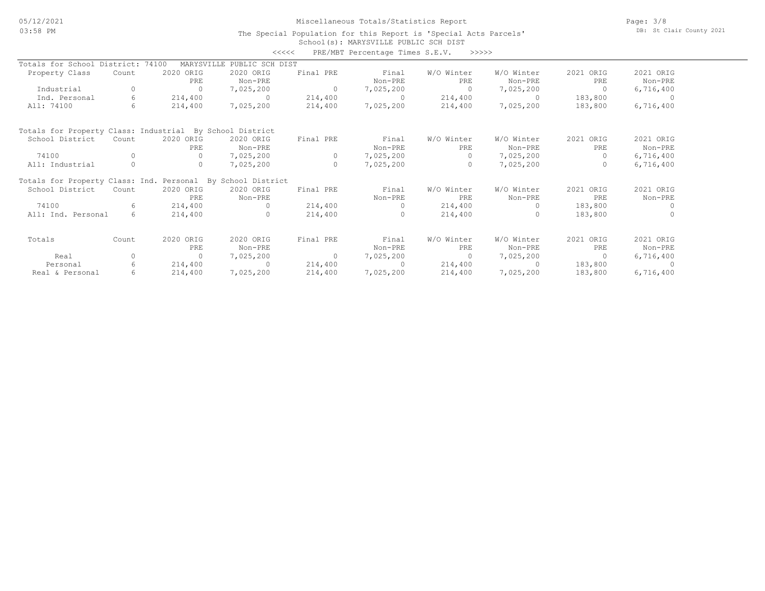Miscellaneous Totals/Statistics Report

The Special Population for this Report is 'Special Acts Parcels'

School(s): MARYSVILLE PUBLIC SCH DIST

<<<<< PRE/MBT Percentage Times S.E.V. >>>>>

Totals for School District: 74100 MARYSVILLE PUBLIC SCH DIST

| Property Class | Count | 2020 ORIG PRE | 2020 ORIG Non-PRE | Final PRE | Final Non-PRE | W/O Winter PRE | W/O Winter Non-PRE | 2021 ORIG PRE | 2021 ORIG Non-PRE |
|---|---|---|---|---|---|---|---|---|---|
| Industrial | 0 | 0 | 7,025,200 | 0 | 7,025,200 | 0 | 7,025,200 | 0 | 6,716,400 |
| Ind. Personal | 6 | 214,400 | 0 | 214,400 | 0 | 214,400 | 0 | 183,800 | 0 |
| All: 74100 | 6 | 214,400 | 7,025,200 | 214,400 | 7,025,200 | 214,400 | 7,025,200 | 183,800 | 6,716,400 |

Totals for Property Class: Industrial By School District

| School District | Count | 2020 ORIG PRE | 2020 ORIG Non-PRE | Final PRE | Final Non-PRE | W/O Winter PRE | W/O Winter Non-PRE | 2021 ORIG PRE | 2021 ORIG Non-PRE |
|---|---|---|---|---|---|---|---|---|---|
| 74100 | 0 | 0 | 7,025,200 | 0 | 7,025,200 | 0 | 7,025,200 | 0 | 6,716,400 |
| All: Industrial | 0 | 0 | 7,025,200 | 0 | 7,025,200 | 0 | 7,025,200 | 0 | 6,716,400 |

Totals for Property Class: Ind. Personal By School District

| School District | Count | 2020 ORIG PRE | 2020 ORIG Non-PRE | Final PRE | Final Non-PRE | W/O Winter PRE | W/O Winter Non-PRE | 2021 ORIG PRE | 2021 ORIG Non-PRE |
|---|---|---|---|---|---|---|---|---|---|
| 74100 | 6 | 214,400 | 0 | 214,400 | 0 | 214,400 | 0 | 183,800 | 0 |
| All: Ind. Personal | 6 | 214,400 | 0 | 214,400 | 0 | 214,400 | 0 | 183,800 | 0 |

| Totals | Count | 2020 ORIG PRE | 2020 ORIG Non-PRE | Final PRE | Final Non-PRE | W/O Winter PRE | W/O Winter Non-PRE | 2021 ORIG PRE | 2021 ORIG Non-PRE |
|---|---|---|---|---|---|---|---|---|---|
| Real | 0 | 0 | 7,025,200 | 0 | 7,025,200 | 0 | 7,025,200 | 0 | 6,716,400 |
| Personal | 6 | 214,400 | 0 | 214,400 | 0 | 214,400 | 0 | 183,800 | 0 |
| Real & Personal | 6 | 214,400 | 7,025,200 | 214,400 | 7,025,200 | 214,400 | 7,025,200 | 183,800 | 6,716,400 |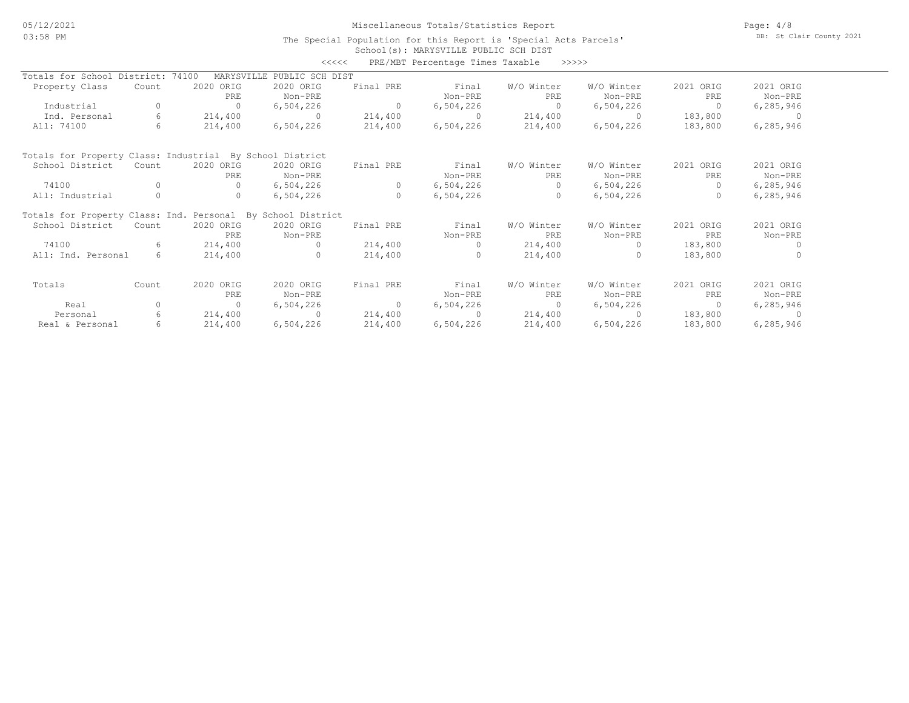Miscellaneous Totals/Statistics Report

The Special Population for this Report is 'Special Acts Parcels'

School(s): MARYSVILLE PUBLIC SCH DIST

<<<<< PRE/MBT Percentage Times Taxable >>>>>

Totals for School District: 74100 MARYSVILLE PUBLIC SCH DIST

| Property Class | Count | 2020 ORIG PRE | 2020 ORIG Non-PRE | Final PRE | Final Non-PRE | W/O Winter PRE | W/O Winter Non-PRE | 2021 ORIG PRE | 2021 ORIG Non-PRE |
|---|---|---|---|---|---|---|---|---|---|
| Industrial | 0 | 0 | 6,504,226 | 0 | 6,504,226 | 0 | 6,504,226 | 0 | 6,285,946 |
| Ind. Personal | 6 | 214,400 | 0 | 214,400 | 0 | 214,400 | 0 | 183,800 | 0 |
| All: 74100 | 6 | 214,400 | 6,504,226 | 214,400 | 6,504,226 | 214,400 | 6,504,226 | 183,800 | 6,285,946 |

Totals for Property Class: Industrial By School District

| School District | Count | 2020 ORIG PRE | 2020 ORIG Non-PRE | Final PRE | Final Non-PRE | W/O Winter PRE | W/O Winter Non-PRE | 2021 ORIG PRE | 2021 ORIG Non-PRE |
|---|---|---|---|---|---|---|---|---|---|
| 74100 | 0 | 0 | 6,504,226 | 0 | 6,504,226 | 0 | 6,504,226 | 0 | 6,285,946 |
| All: Industrial | 0 | 0 | 6,504,226 | 0 | 6,504,226 | 0 | 6,504,226 | 0 | 6,285,946 |

Totals for Property Class: Ind. Personal By School District

| School District | Count | 2020 ORIG PRE | 2020 ORIG Non-PRE | Final PRE | Final Non-PRE | W/O Winter PRE | W/O Winter Non-PRE | 2021 ORIG PRE | 2021 ORIG Non-PRE |
|---|---|---|---|---|---|---|---|---|---|
| 74100 | 6 | 214,400 | 0 | 214,400 | 0 | 214,400 | 0 | 183,800 | 0 |
| All: Ind. Personal | 6 | 214,400 | 0 | 214,400 | 0 | 214,400 | 0 | 183,800 | 0 |

| Totals | Count | 2020 ORIG PRE | 2020 ORIG Non-PRE | Final PRE | Final Non-PRE | W/O Winter PRE | W/O Winter Non-PRE | 2021 ORIG PRE | 2021 ORIG Non-PRE |
|---|---|---|---|---|---|---|---|---|---|
| Real | 0 | 0 | 6,504,226 | 0 | 6,504,226 | 0 | 6,504,226 | 0 | 6,285,946 |
| Personal | 6 | 214,400 | 0 | 214,400 | 0 | 214,400 | 0 | 183,800 | 0 |
| Real & Personal | 6 | 214,400 | 6,504,226 | 214,400 | 6,504,226 | 214,400 | 6,504,226 | 183,800 | 6,285,946 |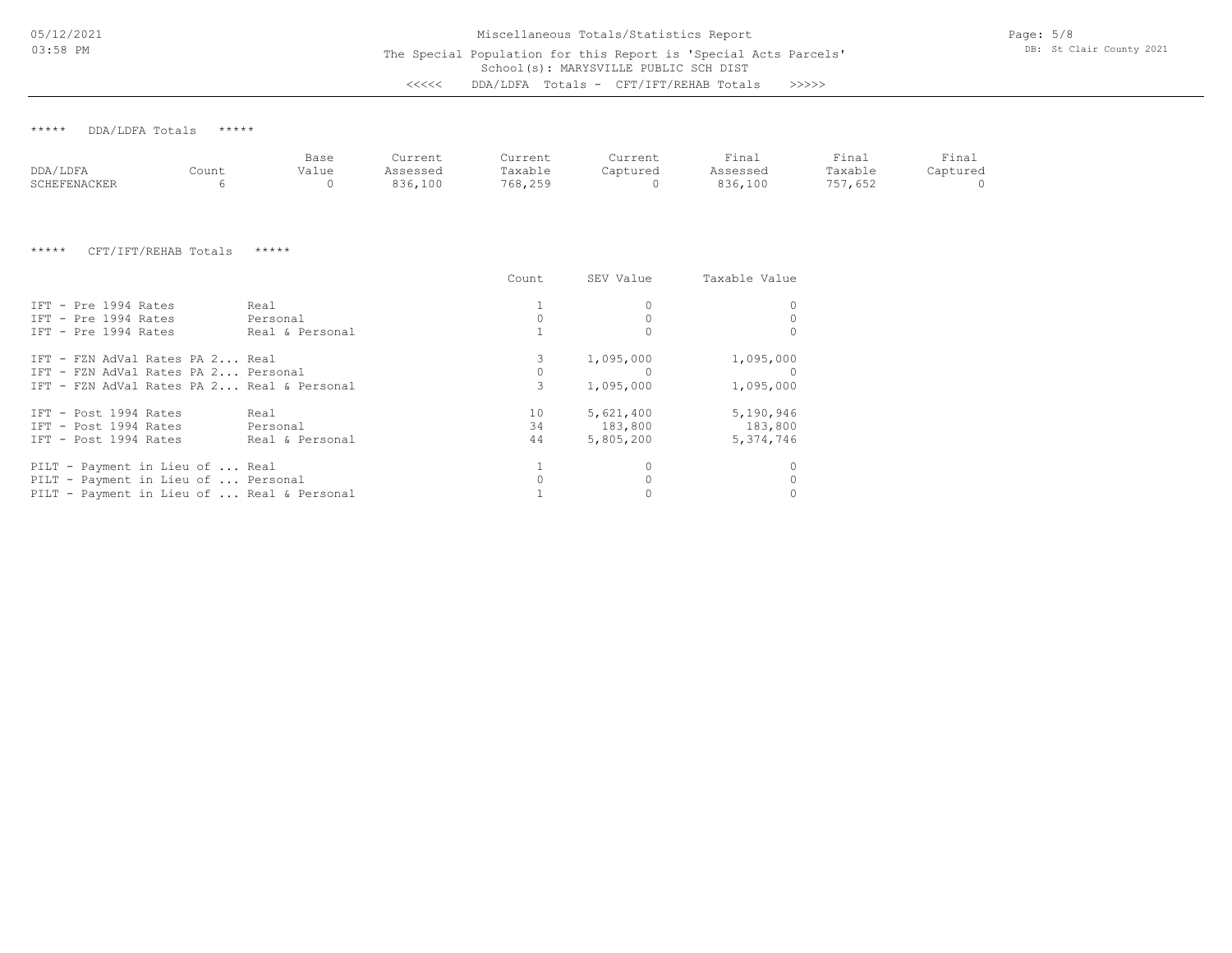Miscellaneous Totals/Statistics Report

The Special Population for this Report is 'Special Acts Parcels'

School(s): MARYSVILLE PUBLIC SCH DIST

<<<<< DDA/LDFA Totals - CFT/IFT/REHAB Totals >>>>>

DB: St Clair County 2021

***** DDA/LDFA Totals *****

| DDA/LDFA | Count | Base Value | Current Assessed | Current Taxable | Current Captured | Final Assessed | Final Taxable | Final Captured |
|---|---|---|---|---|---|---|---|---|
| SCHEFENACKER | 6 | 0 | 836,100 | 768,259 | 0 | 836,100 | 757,652 | 0 |

***** CFT/IFT/REHAB Totals *****

| | | Count | SEV Value | Taxable Value |
|---|---|---|---|---|
| IFT - Pre 1994 Rates | Real | 1 | 0 | 0 |
| IFT - Pre 1994 Rates | Personal | 0 | 0 | 0 |
| IFT - Pre 1994 Rates | Real & Personal | 1 | 0 | 0 |
| IFT - FZN AdVal Rates PA 2... | Real | 3 | 1,095,000 | 1,095,000 |
| IFT - FZN AdVal Rates PA 2... | Personal | 0 | 0 | 0 |
| IFT - FZN AdVal Rates PA 2... | Real & Personal | 3 | 1,095,000 | 1,095,000 |
| IFT - Post 1994 Rates | Real | 10 | 5,621,400 | 5,190,946 |
| IFT - Post 1994 Rates | Personal | 34 | 183,800 | 183,800 |
| IFT - Post 1994 Rates | Real & Personal | 44 | 5,805,200 | 5,374,746 |
| PILT - Payment in Lieu of ... | Real | 1 | 0 | 0 |
| PILT - Payment in Lieu of ... | Personal | 0 | 0 | 0 |
| PILT - Payment in Lieu of ... | Real & Personal | 1 | 0 | 0 |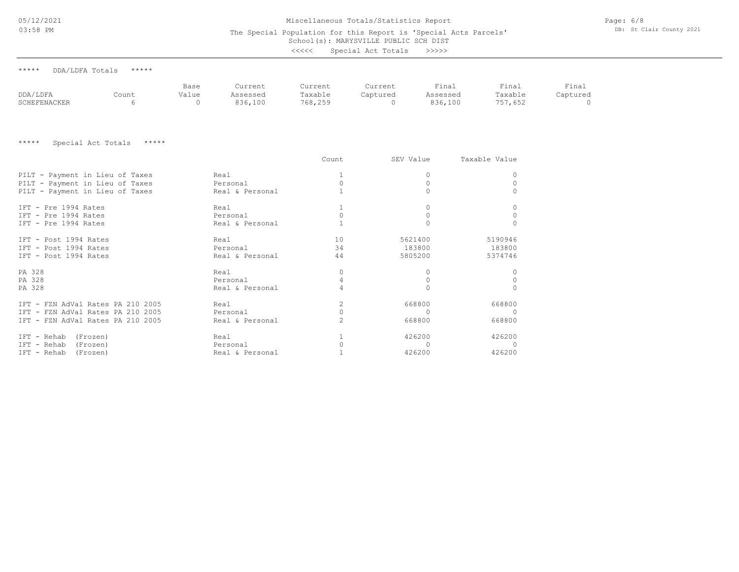Miscellaneous Totals/Statistics Report

The Special Population for this Report is 'Special Acts Parcels'

School(s): MARYSVILLE PUBLIC SCH DIST

<<<<< Special Act Totals >>>>>

***** DDA/LDFA Totals *****

| DDA/LDFA | Count | Base Value | Current Assessed | Current Taxable | Current Captured | Final Assessed | Final Taxable | Final Captured |
|---|---|---|---|---|---|---|---|---|
| SCHEFENACKER | 6 | 0 | 836,100 | 768,259 | 0 | 836,100 | 757,652 | 0 |

***** Special Act Totals *****

| | | Count | SEV Value | Taxable Value |
|---|---|---|---|---|
| PILT - Payment in Lieu of Taxes | Real | 1 | 0 | 0 |
| PILT - Payment in Lieu of Taxes | Personal | 0 | 0 | 0 |
| PILT - Payment in Lieu of Taxes | Real & Personal | 1 | 0 | 0 |
| IFT - Pre 1994 Rates | Real | 1 | 0 | 0 |
| IFT - Pre 1994 Rates | Personal | 0 | 0 | 0 |
| IFT - Pre 1994 Rates | Real & Personal | 1 | 0 | 0 |
| IFT - Post 1994 Rates | Real | 10 | 5621400 | 5190946 |
| IFT - Post 1994 Rates | Personal | 34 | 183800 | 183800 |
| IFT - Post 1994 Rates | Real & Personal | 44 | 5805200 | 5374746 |
| PA 328 | Real | 0 | 0 | 0 |
| PA 328 | Personal | 4 | 0 | 0 |
| PA 328 | Real & Personal | 4 | 0 | 0 |
| IFT - FZN AdVal Rates PA 210 2005 | Real | 2 | 668800 | 668800 |
| IFT - FZN AdVal Rates PA 210 2005 | Personal | 0 | 0 | 0 |
| IFT - FZN AdVal Rates PA 210 2005 | Real & Personal | 2 | 668800 | 668800 |
| IFT - Rehab (Frozen) | Real | 1 | 426200 | 426200 |
| IFT - Rehab (Frozen) | Personal | 0 | 0 | 0 |
| IFT - Rehab (Frozen) | Real & Personal | 1 | 426200 | 426200 |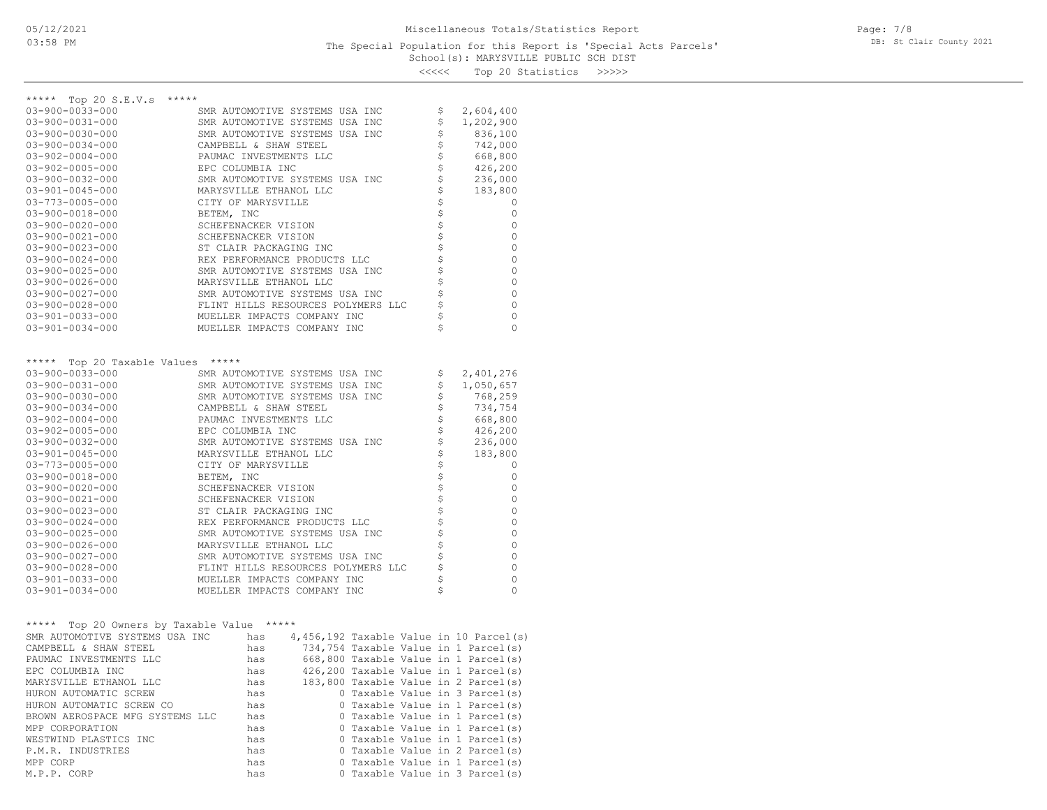Miscellaneous Totals/Statistics Report

The Special Population for this Report is 'Special Acts Parcels'

School(s): MARYSVILLE PUBLIC SCH DIST

<<<<< Top 20 Statistics >>>>>

## ***** Top 20 S.E.V.s *****

| Parcel | Owner | S.E.V. |
|---|---|---|
| 03-900-0033-000 | SMR AUTOMOTIVE SYSTEMS USA INC | $ 2,604,400 |
| 03-900-0031-000 | SMR AUTOMOTIVE SYSTEMS USA INC | $ 1,202,900 |
| 03-900-0030-000 | SMR AUTOMOTIVE SYSTEMS USA INC | $ 836,100 |
| 03-900-0034-000 | CAMPBELL & SHAW STEEL | $ 742,000 |
| 03-902-0004-000 | PAUMAC INVESTMENTS LLC | $ 668,800 |
| 03-902-0005-000 | EPC COLUMBIA INC | $ 426,200 |
| 03-900-0032-000 | SMR AUTOMOTIVE SYSTEMS USA INC | $ 236,000 |
| 03-901-0045-000 | MARYSVILLE ETHANOL LLC | $ 183,800 |
| 03-773-0005-000 | CITY OF MARYSVILLE | $ 0 |
| 03-900-0018-000 | BETEM, INC | $ 0 |
| 03-900-0020-000 | SCHEFENACKER VISION | $ 0 |
| 03-900-0021-000 | SCHEFENACKER VISION | $ 0 |
| 03-900-0023-000 | ST CLAIR PACKAGING INC | $ 0 |
| 03-900-0024-000 | REX PERFORMANCE PRODUCTS LLC | $ 0 |
| 03-900-0025-000 | SMR AUTOMOTIVE SYSTEMS USA INC | $ 0 |
| 03-900-0026-000 | MARYSVILLE ETHANOL LLC | $ 0 |
| 03-900-0027-000 | SMR AUTOMOTIVE SYSTEMS USA INC | $ 0 |
| 03-900-0028-000 | FLINT HILLS RESOURCES POLYMERS LLC | $ 0 |
| 03-901-0033-000 | MUELLER IMPACTS COMPANY INC | $ 0 |
| 03-901-0034-000 | MUELLER IMPACTS COMPANY INC | $ 0 |

## ***** Top 20 Taxable Values *****

| Parcel | Owner | Taxable Value |
|---|---|---|
| 03-900-0033-000 | SMR AUTOMOTIVE SYSTEMS USA INC | $ 2,401,276 |
| 03-900-0031-000 | SMR AUTOMOTIVE SYSTEMS USA INC | $ 1,050,657 |
| 03-900-0030-000 | SMR AUTOMOTIVE SYSTEMS USA INC | $ 768,259 |
| 03-900-0034-000 | CAMPBELL & SHAW STEEL | $ 734,754 |
| 03-902-0004-000 | PAUMAC INVESTMENTS LLC | $ 668,800 |
| 03-902-0005-000 | EPC COLUMBIA INC | $ 426,200 |
| 03-900-0032-000 | SMR AUTOMOTIVE SYSTEMS USA INC | $ 236,000 |
| 03-901-0045-000 | MARYSVILLE ETHANOL LLC | $ 183,800 |
| 03-773-0005-000 | CITY OF MARYSVILLE | $ 0 |
| 03-900-0018-000 | BETEM, INC | $ 0 |
| 03-900-0020-000 | SCHEFENACKER VISION | $ 0 |
| 03-900-0021-000 | SCHEFENACKER VISION | $ 0 |
| 03-900-0023-000 | ST CLAIR PACKAGING INC | $ 0 |
| 03-900-0024-000 | REX PERFORMANCE PRODUCTS LLC | $ 0 |
| 03-900-0025-000 | SMR AUTOMOTIVE SYSTEMS USA INC | $ 0 |
| 03-900-0026-000 | MARYSVILLE ETHANOL LLC | $ 0 |
| 03-900-0027-000 | SMR AUTOMOTIVE SYSTEMS USA INC | $ 0 |
| 03-900-0028-000 | FLINT HILLS RESOURCES POLYMERS LLC | $ 0 |
| 03-901-0033-000 | MUELLER IMPACTS COMPANY INC | $ 0 |
| 03-901-0034-000 | MUELLER IMPACTS COMPANY INC | $ 0 |

## ***** Top 20 Owners by Taxable Value *****

| Owner | | Taxable Value | Parcel(s) |
|---|---|---|---|
| SMR AUTOMOTIVE SYSTEMS USA INC | has | 4,456,192 Taxable Value | in 10 Parcel(s) |
| CAMPBELL & SHAW STEEL | has | 734,754 Taxable Value | in 1 Parcel(s) |
| PAUMAC INVESTMENTS LLC | has | 668,800 Taxable Value | in 1 Parcel(s) |
| EPC COLUMBIA INC | has | 426,200 Taxable Value | in 1 Parcel(s) |
| MARYSVILLE ETHANOL LLC | has | 183,800 Taxable Value | in 2 Parcel(s) |
| HURON AUTOMATIC SCREW | has | 0 Taxable Value | in 3 Parcel(s) |
| HURON AUTOMATIC SCREW CO | has | 0 Taxable Value | in 1 Parcel(s) |
| BROWN AEROSPACE MFG SYSTEMS LLC | has | 0 Taxable Value | in 1 Parcel(s) |
| MPP CORPORATION | has | 0 Taxable Value | in 1 Parcel(s) |
| WESTWIND PLASTICS INC | has | 0 Taxable Value | in 1 Parcel(s) |
| P.M.R. INDUSTRIES | has | 0 Taxable Value | in 2 Parcel(s) |
| MPP CORP | has | 0 Taxable Value | in 1 Parcel(s) |
| M.P.P. CORP | has | 0 Taxable Value | in 3 Parcel(s) |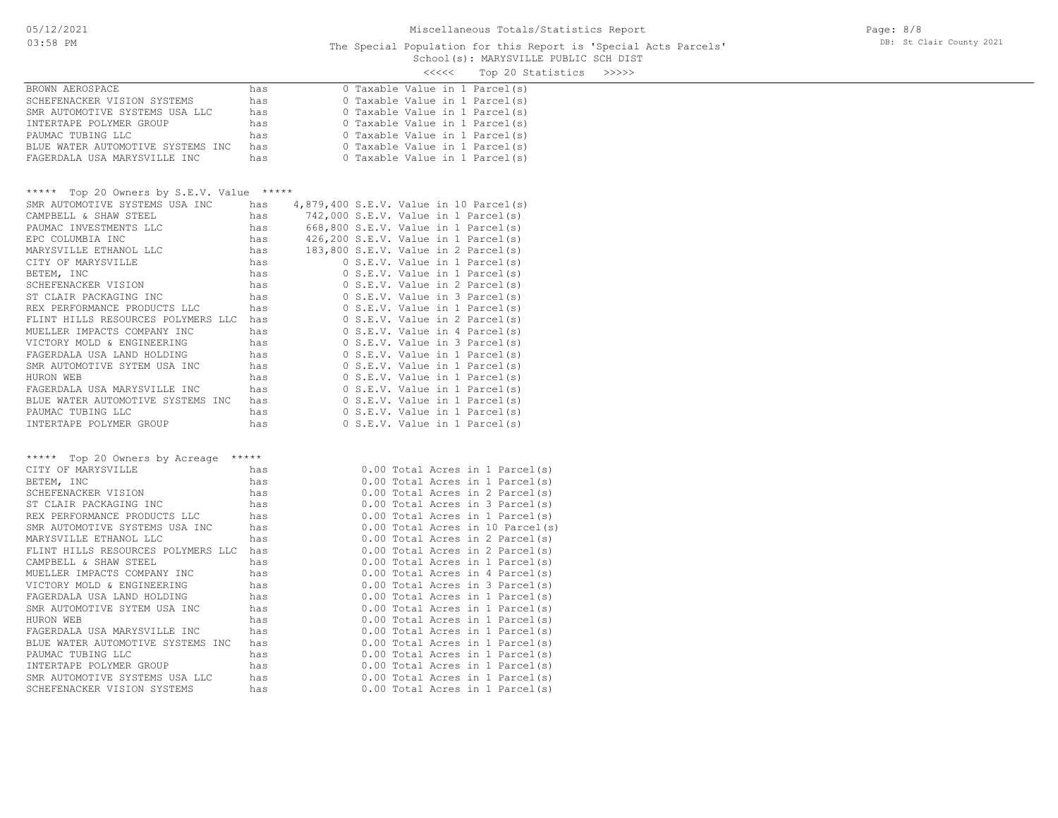Miscellaneous Totals/Statistics Report

The Special Population for this Report is 'Special Acts Parcels'

School(s): MARYSVILLE PUBLIC SCH DIST

<<<<< Top 20 Statistics >>>>>

```
BROWN AEROSPACE                     has          0 Taxable Value in 1 Parcel(s)
SCHEFENACKER VISION SYSTEMS         has          0 Taxable Value in 1 Parcel(s)
SMR AUTOMOTIVE SYSTEMS USA LLC      has          0 Taxable Value in 1 Parcel(s)
INTERTAPE POLYMER GROUP             has          0 Taxable Value in 1 Parcel(s)
PAUMAC TUBING LLC                   has          0 Taxable Value in 1 Parcel(s)
BLUE WATER AUTOMOTIVE SYSTEMS INC   has          0 Taxable Value in 1 Parcel(s)
FAGERDALA USA MARYSVILLE INC        has          0 Taxable Value in 1 Parcel(s)
```

***** Top 20 Owners by S.E.V. Value *****

```
SMR AUTOMOTIVE SYSTEMS USA INC      has  4,879,400 S.E.V. Value in 10 Parcel(s)
CAMPBELL & SHAW STEEL               has    742,000 S.E.V. Value in 1 Parcel(s)
PAUMAC INVESTMENTS LLC              has    668,800 S.E.V. Value in 1 Parcel(s)
EPC COLUMBIA INC                    has    426,200 S.E.V. Value in 1 Parcel(s)
MARYSVILLE ETHANOL LLC              has    183,800 S.E.V. Value in 2 Parcel(s)
CITY OF MARYSVILLE                  has          0 S.E.V. Value in 1 Parcel(s)
BETEM, INC                          has          0 S.E.V. Value in 1 Parcel(s)
SCHEFENACKER VISION                 has          0 S.E.V. Value in 2 Parcel(s)
ST CLAIR PACKAGING INC              has          0 S.E.V. Value in 3 Parcel(s)
REX PERFORMANCE PRODUCTS LLC        has          0 S.E.V. Value in 1 Parcel(s)
FLINT HILLS RESOURCES POLYMERS LLC  has          0 S.E.V. Value in 2 Parcel(s)
MUELLER IMPACTS COMPANY INC         has          0 S.E.V. Value in 4 Parcel(s)
VICTORY MOLD & ENGINEERING          has          0 S.E.V. Value in 3 Parcel(s)
FAGERDALA USA LAND HOLDING          has          0 S.E.V. Value in 1 Parcel(s)
SMR AUTOMOTIVE SYTEM USA INC        has          0 S.E.V. Value in 1 Parcel(s)
HURON WEB                           has          0 S.E.V. Value in 1 Parcel(s)
FAGERDALA USA MARYSVILLE INC        has          0 S.E.V. Value in 1 Parcel(s)
BLUE WATER AUTOMOTIVE SYSTEMS INC   has          0 S.E.V. Value in 1 Parcel(s)
PAUMAC TUBING LLC                   has          0 S.E.V. Value in 1 Parcel(s)
INTERTAPE POLYMER GROUP             has          0 S.E.V. Value in 1 Parcel(s)
```

***** Top 20 Owners by Acreage *****

```
CITY OF MARYSVILLE                  has          0.00 Total Acres in 1 Parcel(s)
BETEM, INC                          has          0.00 Total Acres in 1 Parcel(s)
SCHEFENACKER VISION                 has          0.00 Total Acres in 2 Parcel(s)
ST CLAIR PACKAGING INC              has          0.00 Total Acres in 3 Parcel(s)
REX PERFORMANCE PRODUCTS LLC        has          0.00 Total Acres in 1 Parcel(s)
SMR AUTOMOTIVE SYSTEMS USA INC      has          0.00 Total Acres in 10 Parcel(s)
MARYSVILLE ETHANOL LLC              has          0.00 Total Acres in 2 Parcel(s)
FLINT HILLS RESOURCES POLYMERS LLC  has          0.00 Total Acres in 2 Parcel(s)
CAMPBELL & SHAW STEEL               has          0.00 Total Acres in 1 Parcel(s)
MUELLER IMPACTS COMPANY INC         has          0.00 Total Acres in 4 Parcel(s)
VICTORY MOLD & ENGINEERING          has          0.00 Total Acres in 3 Parcel(s)
FAGERDALA USA LAND HOLDING          has          0.00 Total Acres in 1 Parcel(s)
SMR AUTOMOTIVE SYTEM USA INC        has          0.00 Total Acres in 1 Parcel(s)
HURON WEB                           has          0.00 Total Acres in 1 Parcel(s)
FAGERDALA USA MARYSVILLE INC        has          0.00 Total Acres in 1 Parcel(s)
BLUE WATER AUTOMOTIVE SYSTEMS INC   has          0.00 Total Acres in 1 Parcel(s)
PAUMAC TUBING LLC                   has          0.00 Total Acres in 1 Parcel(s)
INTERTAPE POLYMER GROUP             has          0.00 Total Acres in 1 Parcel(s)
SMR AUTOMOTIVE SYSTEMS USA LLC      has          0.00 Total Acres in 1 Parcel(s)
SCHEFENACKER VISION SYSTEMS         has          0.00 Total Acres in 1 Parcel(s)
```